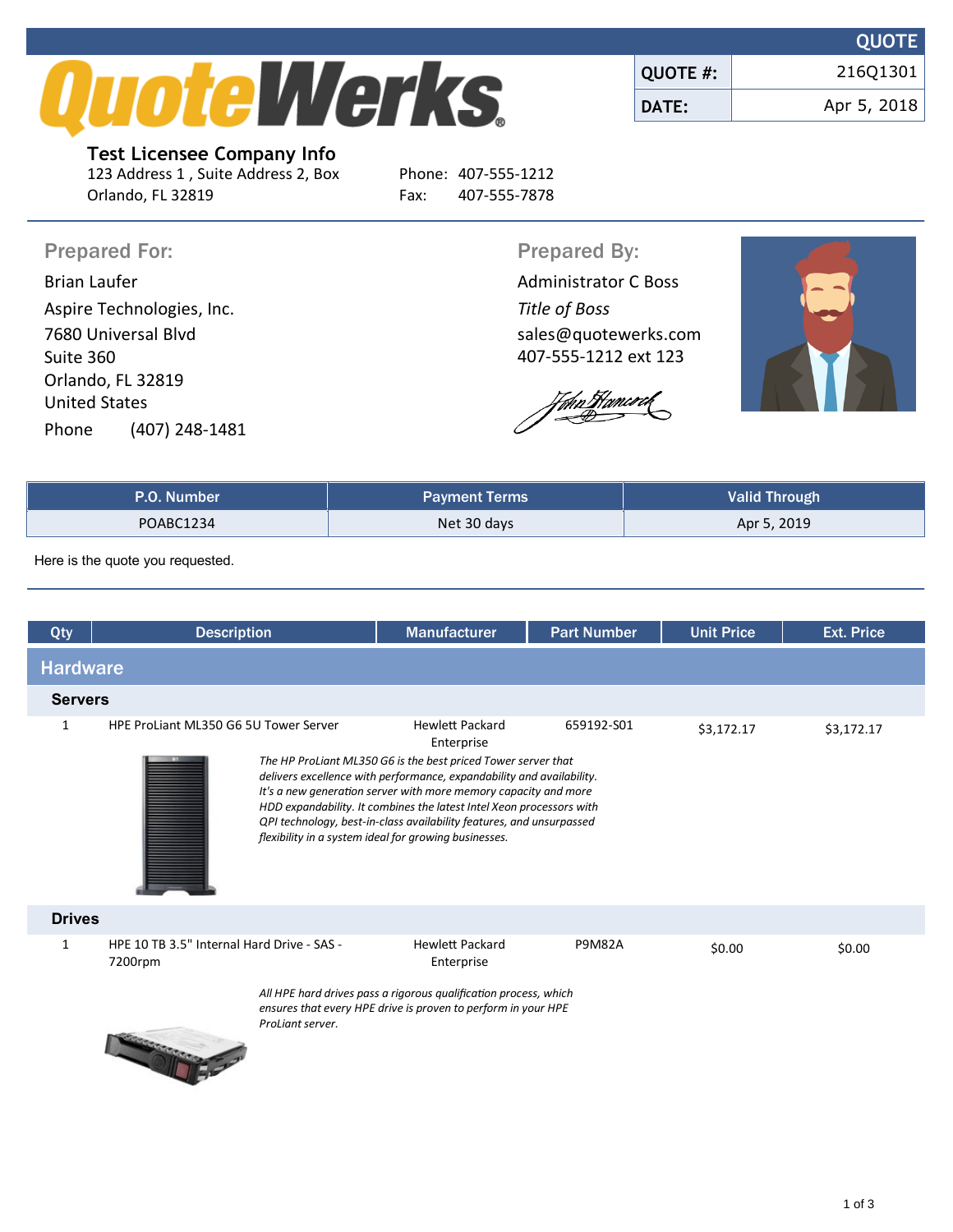# QUOTE

| QUOTE #: | 216Q1301 |
| --- | --- |
| DATE: | Apr 5, 2018 |

**Test Licensee Company Info**
123 Address 1 , Suite Address 2, Box
Orlando, FL 32819

Phone: 407-555-1212
Fax: 407-555-7878

## Prepared For:

Brian Laufer
Aspire Technologies, Inc.
7680 Universal Blvd
Suite 360
Orlando, FL 32819
United States
Phone (407) 248-1481

## Prepared By:

Administrator C Boss
*Title of Boss*
sales@quotewerks.com
407-555-1212 ext 123

| P.O. Number | Payment Terms | Valid Through |
| --- | --- | --- |
| POABC1234 | Net 30 days | Apr 5, 2019 |

Here is the quote you requested.

| Qty | Description | Manufacturer | Part Number | Unit Price | Ext. Price |
| --- | --- | --- | --- | --- | --- |
| **Hardware** | | | | | |
| **Servers** | | | | | |
| 1 | HPE ProLiant ML350 G6 5U Tower Server | Hewlett Packard Enterprise | 659192-S01 | $3,172.17 | $3,172.17 |
| | *The HP ProLiant ML350 G6 is the best priced Tower server that delivers excellence with performance, expandability and availability. It's a new generation server with more memory capacity and more HDD expandability. It combines the latest Intel Xeon processors with QPI technology, best-in-class availability features, and unsurpassed flexibility in a system ideal for growing businesses.* | | | | |
| **Drives** | | | | | |
| 1 | HPE 10 TB 3.5" Internal Hard Drive - SAS - 7200rpm | Hewlett Packard Enterprise | P9M82A | $0.00 | $0.00 |
| | *All HPE hard drives pass a rigorous qualification process, which ensures that every HPE drive is proven to perform in your HPE ProLiant server.* | | | | |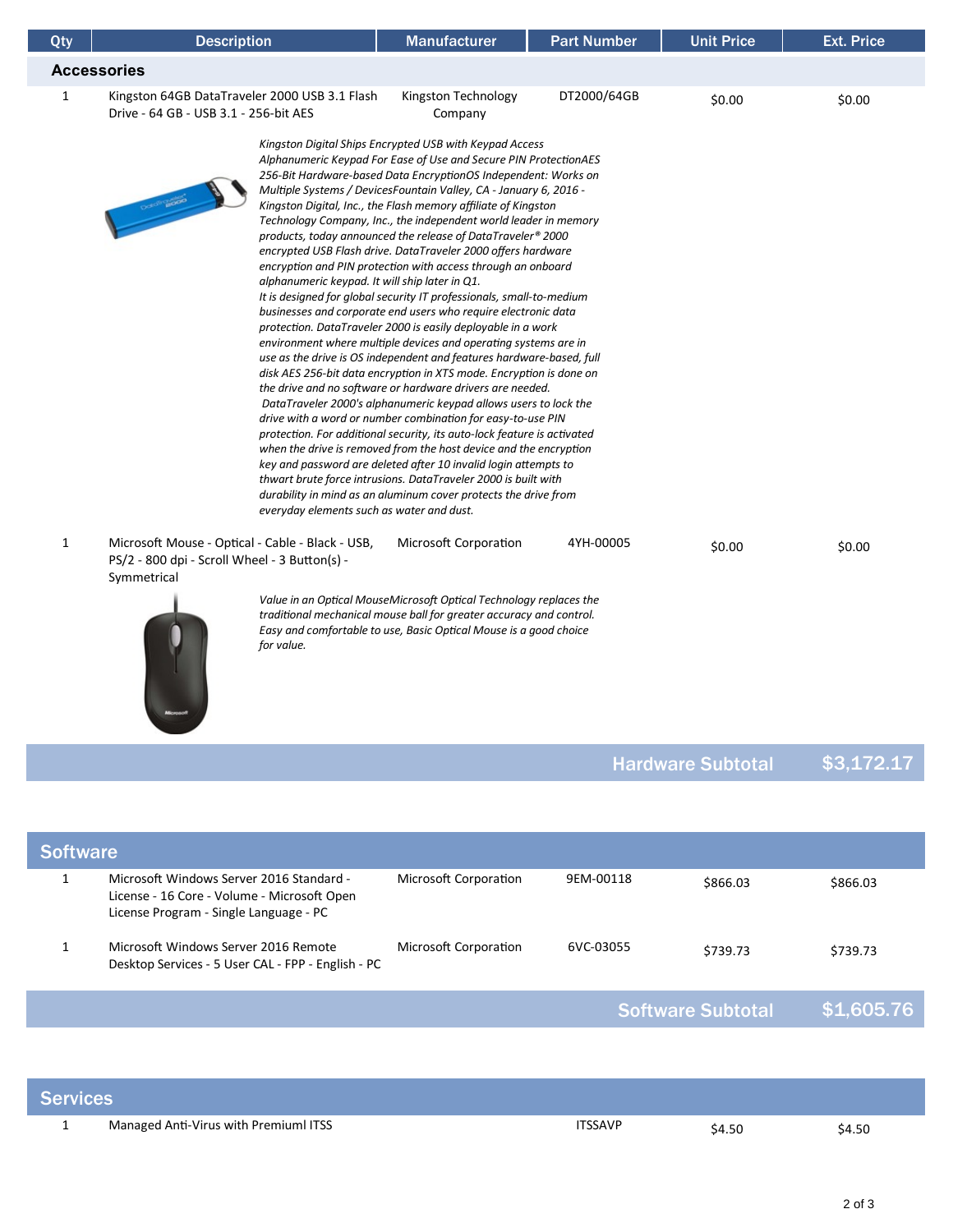| Qty | Description | Manufacturer | Part Number | Unit Price | Ext. Price |
|---|---|---|---|---|---|
| **Accessories** | | | | | |
| 1 | Kingston 64GB DataTraveler 2000 USB 3.1 Flash Drive - 64 GB - USB 3.1 - 256-bit AES | Kingston Technology Company | DT2000/64GB | $0.00 | $0.00 |

*Kingston Digital Ships Encrypted USB with Keypad Access Alphanumeric Keypad For Ease of Use and Secure PIN ProtectionAES 256-Bit Hardware-based Data EncryptionOS Independent: Works on Multiple Systems / DevicesFountain Valley, CA - January 6, 2016 - Kingston Digital, Inc., the Flash memory affiliate of Kingston Technology Company, Inc., the independent world leader in memory products, today announced the release of DataTraveler® 2000 encrypted USB Flash drive. DataTraveler 2000 offers hardware encryption and PIN protection with access through an onboard alphanumeric keypad. It will ship later in Q1.*
*It is designed for global security IT professionals, small-to-medium businesses and corporate end users who require electronic data protection. DataTraveler 2000 is easily deployable in a work environment where multiple devices and operating systems are in use as the drive is OS independent and features hardware-based, full disk AES 256-bit data encryption in XTS mode. Encryption is done on the drive and no software or hardware drivers are needed.*
*DataTraveler 2000's alphanumeric keypad allows users to lock the drive with a word or number combination for easy-to-use PIN protection. For additional security, its auto-lock feature is activated when the drive is removed from the host device and the encryption key and password are deleted after 10 invalid login attempts to thwart brute force intrusions. DataTraveler 2000 is built with durability in mind as an aluminum cover protects the drive from everyday elements such as water and dust.*

| Qty | Description | Manufacturer | Part Number | Unit Price | Ext. Price |
|---|---|---|---|---|---|
| 1 | Microsoft Mouse - Optical - Cable - Black - USB, PS/2 - 800 dpi - Scroll Wheel - 3 Button(s) - Symmetrical | Microsoft Corporation | 4YH-00005 | $0.00 | $0.00 |

*Value in an Optical MouseMicrosoft Optical Technology replaces the traditional mechanical mouse ball for greater accuracy and control. Easy and comfortable to use, Basic Optical Mouse is a good choice for value.*

**Hardware Subtotal $3,172.17**

## Software

| Qty | Description | Manufacturer | Part Number | Unit Price | Ext. Price |
|---|---|---|---|---|---|
| 1 | Microsoft Windows Server 2016 Standard - License - 16 Core - Volume - Microsoft Open License Program - Single Language - PC | Microsoft Corporation | 9EM-00118 | $866.03 | $866.03 |
| 1 | Microsoft Windows Server 2016 Remote Desktop Services - 5 User CAL - FPP - English - PC | Microsoft Corporation | 6VC-03055 | $739.73 | $739.73 |

**Software Subtotal $1,605.76**

## Services

| Qty | Description | Manufacturer | Part Number | Unit Price | Ext. Price |
|---|---|---|---|---|---|
| 1 | Managed Anti-Virus with Premiuml ITSS | | ITSSAVP | $4.50 | $4.50 |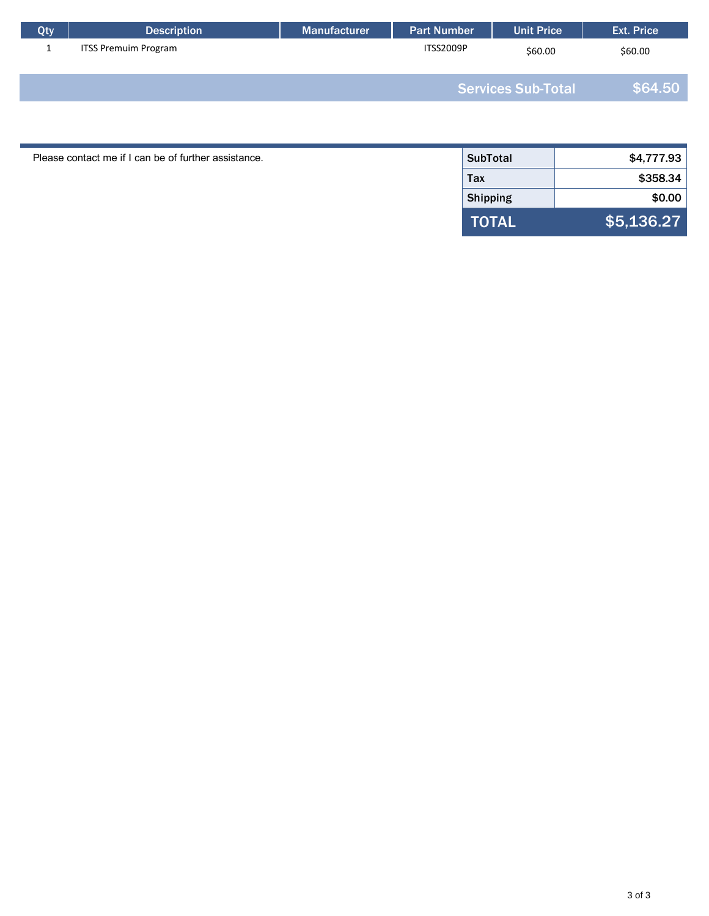| Qty | Description | Manufacturer | Part Number | Unit Price | Ext. Price |
| --- | --- | --- | --- | --- | --- |
| 1 | ITSS Premuim Program | | ITSS2009P | $60.00 | $60.00 |

**Services Sub-Total** **$64.50**

Please contact me if I can be of further assistance.

| | |
| --- | --- |
| SubTotal | $4,777.93 |
| Tax | $358.34 |
| Shipping | $0.00 |
| **TOTAL** | **$5,136.27** |